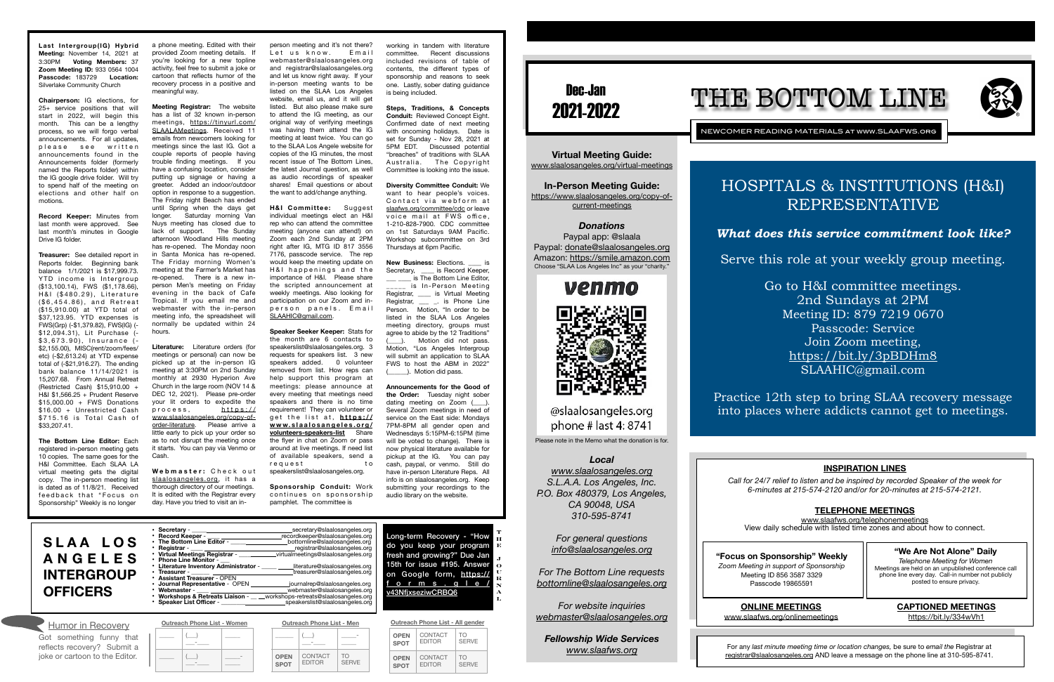**Last Intergroup(IG) Hybrid Meeting:** November 14, 2021 at 3:30PM **Voting Members:** 37 **Zoom Meeting ID:** 933 0564 1004 **Passcode:** 183729 **Location:** Silverlake Community Church

**Chairperson:** IG elections, for 25+ service positions that will start in 2022, will begin this month. This can be a lengthy process, so we will forgo verbal announcements. For all updates, please see written announcements found in the Announcements folder (formerly named the Reports folder) within the IG google drive folder. Will try to spend half of the meeting on elections and other half on motions.

**Record Keeper:** Minutes from last month were approved. See last month's minutes in Google Drive IG folder.

**Treasurer:** See detailed report in Reports folder. Beginning bank balance 1/1/2021 is $17,999.73. YTD income is Intergroup ($13,100.14), FWS ($1,178.66), H&I ($480.29), Literature ($6,454.86), and Retreat ($15,910.00) at YTD total of $37,123.95. YTD expenses is FWS(Grp) (-$1,379.82), FWS(IG) (-$12,094.31), Lit Purchase (-$3,673.90), Insurance (-$2,155.00), MISC(rent/zoom/fees/etc) (-$2,613.24) at YTD expense total of (-$21,916.27). The ending bank balance 11/14/2021 is 15,207.68. From Annual Retreat (Restricted Cash) $15,910.00 + H&I $1,566.25 + Prudent Reserve $15,000.00 + FWS Donations $16.00 + Unrestricted Cash $715.16 is Total Cash of $33,207.41.

**The Bottom Line Editor:** Each registered in-person meeting gets 10 copies. The same goes for the H&I Committee. Each SLAA LA virtual meeting gets the digital copy. The in-person meeting list is dated as of 11/8/21. Received feedback that "Focus on Sponsorship" Weekly is no longer a phone meeting. Edited with their provided Zoom meeting details. If you're looking for a new topline cartoon that reflects humor of the recovery process in a positive and meaningful way.

**Meeting Registrar:** The website has a list of 32 known in-person meetings, https://tinyurl.com/SLAALAMeetings. Received 11 emails from newcomers looking for meetings since the last IG. Got a couple reports of people having trouble finding meetings. If you have a confusing location, consider putting up signage or having a greeter. Added an indoor/outdoor option in response to a suggestion. The Friday night Beach has ended until Spring when the days get longer. Saturday morning Van Nuys meeting has closed due to lack of support. The Sunday afternoon Woodland Hills meeting has re-opened. The Monday noon in Santa Monica has re-opened. The Friday morning Women's meeting at the Farmer's Market has re-opened. There is a new in-person Men's meeting on Friday evening in the back of Cafe Tropical. If you email me and webmaster with the in-person meeting info, the spreadsheet will normally be updated within 24 hours.

**Literature:** Literature orders (for meetings or personal) can now be picked up at the in-person IG meeting at 3:30PM on 2nd Sunday monthly at 2930 Hyperion Ave Church in the large room (NOV 14 & DEC 12, 2021). Please pre-order your lit orders to expedite the process, https://www.slaalosangeles.org/copy-of-order-literature. Please arrive a little early to pick up your order so as to not disrupt the meeting once it starts. You can pay via Venmo or Cash.

**Webmaster:** Check out slaalosangeles.org, it has a thorough directory of our meetings. It is edited with the Registrar every day. Have you tried to visit an in-person meeting and it's not there? Let us know. Email webmaster@slaalosangeles.org and registrar@slaalosangeles.org and let us know right away. If your in-person meeting wants to be listed on the SLAA Los Angeles website, email us, and it will get listed. But also please make sure to attend the IG meeting, as our original way of verifying meetings was having them attend the IG meeting at least twice. You can go to the SLAA Los Angele website for copies of the IG minutes, the most recent issue of The Bottom Line, the latest Journal question, as well as audio recordings of speaker shares! Email questions or about the want to add/change anything.

**H&I Committee:** Suggest individual meetings elect an H&I rep who can attend the committee meeting (anyone can attend!) on Zoom each 2nd Sunday at 2PM right after IG, MTG ID 817 3556 7176, passcode service. The rep would keep the meeting update on H&I happenings and the importance of H&I. Please share the scripted announcement at weekly meetings. Also looking for participation on our Zoom and in-person panels. Email SLAAHIC@gmail.com.

**Speaker Seeker Keeper:** Stats for the month are 6 contacts to speakerslist@slaalosangeles.org. 3 requests for speakers list. 3 new speakers added. 0 volunteer removed from list. How reps can help support this program at meetings: please announce at every meeting that meetings need speakers and there is no time requirement! They can volunteer or get the list at, https://www.slaalosangeles.org/volunteers-speakers-list Share the flyer in chat on Zoom or pass around at live meetings. If need list of available speakers, send a request to speakerslist@slaalosangeles.org.

**Sponsorship Conduit:** Work continues on sponsorship pamphlet. The committee is working in tandem with literature committee. Recent discussions included revisions of table of contents, the different types of sponsorship and reasons to seek one. Lastly, sober dating guidance is being included.

**Steps, Traditions, & Concepts Conduit:** Reviewed Concept Eight. Confirmed date of next meeting with oncoming holidays. Date is set for Sunday - Nov 28, 2021 at 5PM EDT. Discussed potential "breaches" of traditions with SLAA Australia. The Copyright Committee is looking into the issue.

**Diversity Common Conduit:** We want to hear people's voices. Contact via webform at slaafws.org/committee/cdc or leave voice mail at FWS office, 1-210-828-7900. CDC committee on 1st Saturdays 9AM Pacific. Workshop subcommittee on 3rd Thursdays at 6pm Pacific.

**New Business:** Elections. ___ is Secretary, ___ is Record Keeper, ___ ___ is The Bottom Line Editor, _____ is In-Person Meeting Registrar, ___ is Virtual Meeting Registrar, ___ ___. is Phone Line Person. Motion, "In order to be listed in the SLAA Los Angeles meeting directory, groups must agree to abide by the 12 Traditions" (___). Motion did not pass. Motion, "Los Angeles Intergroup will submit an application to SLAA FWS to host the ABM in 2022" (______). Motion did pass.

**Announcements for the Good of the Order:** Tuesday night sober dating meeting on Zoom (___). Several Zoom meetings in need of service on the East side: Mondays 7PM-8PM all gender open and Wednesdays 5:15PM-6:15PM (time will be voted to change). There is now physical literature available for pickup at the IG. You can pay cash, paypal, or venmo. Still do have in-person Literature Reps. All info is on slaalosangeles.org. Keep submitting your recordings to the audio library on the website.

# SLAA LOS ANGELES INTERGROUP OFFICERS

- **Secretary** - ______ secretary@slaalosangeles.org
- **Record Keeper** - ______ recordkeeper@slaalosangeles.org
- **The Bottom Line Editor** - ______ bottomline@slaalosangeles.org
- **Registrar** - ______ registrar@slaalosangeles.org
- **Virtual Meetings Registrar** - ______ virtualmeetings@slaalosangeles.org
- **Phone Line Monitor** - ______
- **Literature Inventory Administrator** - ______ literature@slaalosangeles.org
- **Treasurer** - ______ treasurer@slaalosangeles.org
- **Assistant Treasurer** - OPEN
- **Journal Representative** - OPEN journalrep@slaalosangeles.org
- **Webmaster** - ______ webmaster@slaalosangeles.org
- **Workshops & Retreats Liaison** - ______ workshops-retreats@slaalosangeles.org
- **Speaker List Officer** - ______ speakerslist@slaalosangeles.org

**THE JOURNAL**

Long-term Recovery - "How do you keep your program fresh and growing?" Due Jan 15th for issue #195. Answer on Google form, https://forms.gle/v43NfjxseziwCRBQ6

## Humor in Recovery

Got something funny that reflects recovery? Submit a joke or cartoon to the Editor.

**Outreach Phone List - Women**

| | | |
|---|---|---|
| ____ | (___) ___-____ | ____ |
| ____ | (___) ___-____ | ____ |

**Outreach Phone List - Men**

| | | |
|---|---|---|
| ____ | (___) ___-____ | ____ |
| OPEN SPOT | CONTACT EDITOR | TO SERVE |

**Outreach Phone List - All gender**

| | | |
|---|---|---|
| OPEN SPOT | CONTACT EDITOR | TO SERVE |
| OPEN SPOT | CONTACT EDITOR | TO SERVE |

# THE BOTTOM LINE

**Dec-Jan 2021-2022**

NEWCOMER READING MATERIALS AT WWW.SLAAFWS.ORG

**Virtual Meeting Guide:**
www.slaalosangeles.org/virtual-meetings

**In-Person Meeting Guide:**
https://www.slaalosangeles.org/copy-of-current-meetings

***Donations***

Paypal app: @slaala
Paypal: donate@slaalosangeles.org
Amazon: https://smile.amazon.com
Choose "SLAA Los Angeles Inc" as your "charity."

venmo

@slaalosangeles.org
phone # last 4: 8741

Please note in the Memo what the donation is for.

***Local***

*www.slaalosangeles.org*
*S.L.A.A. Los Angeles, Inc.*
*P.O. Box 480379, Los Angeles, CA 90048, USA*
*310-595-8741*

*For general questions*
*info@slaalosangeles.org*

*For The Bottom Line requests*
*bottomline@slaalosangeles.org*

*For website inquiries*
*webmaster@slaalosangeles.org*

***Fellowship Wide Services***
*www.slaafws.org*

## HOSPITALS & INSTITUTIONS (H&I) REPRESENTATIVE

***What does this service commitment look like?***

Serve this role at your weekly group meeting.

Go to H&I committee meetings.
2nd Sundays at 2PM
Meeting ID: 879 7219 0670
Passcode: Service
Join Zoom meeting,
https://bit.ly/3pBDHm8
SLAAHIC@gmail.com

Practice 12th step to bring SLAA recovery message into places where addicts cannot get to meetings.

### INSPIRATION LINES

*Call for 24/7 relief to listen and be inspired by recorded Speaker of the week for 6-minutes at 215-574-2120 and/or for 20-minutes at 215-574-2121.*

### TELEPHONE MEETINGS

www.slaafws.org/telephonemeetings
View daily schedule with listed time zones and about how to connect.

**"Focus on Sponsorship" Weekly**
*Zoom Meeting in support of Sponsorship*
Meeting ID 856 3587 3329
Passcode 19865591

**"We Are Not Alone" Daily**
*Telephone Meeting for Women*
Meetings are held on an unpublished conference call phone line every day. Call-in number not publicly posted to ensure privacy.

**ONLINE MEETINGS**
www.slaafws.org/onlinemeetings

**CAPTIONED MEETINGS**
https://bit.ly/334wVh1

For any *last minute meeting time or location changes*, be sure to *email the* Registrar at registrar@slaalosangeles.org AND leave a message on the phone line at 310-595-8741.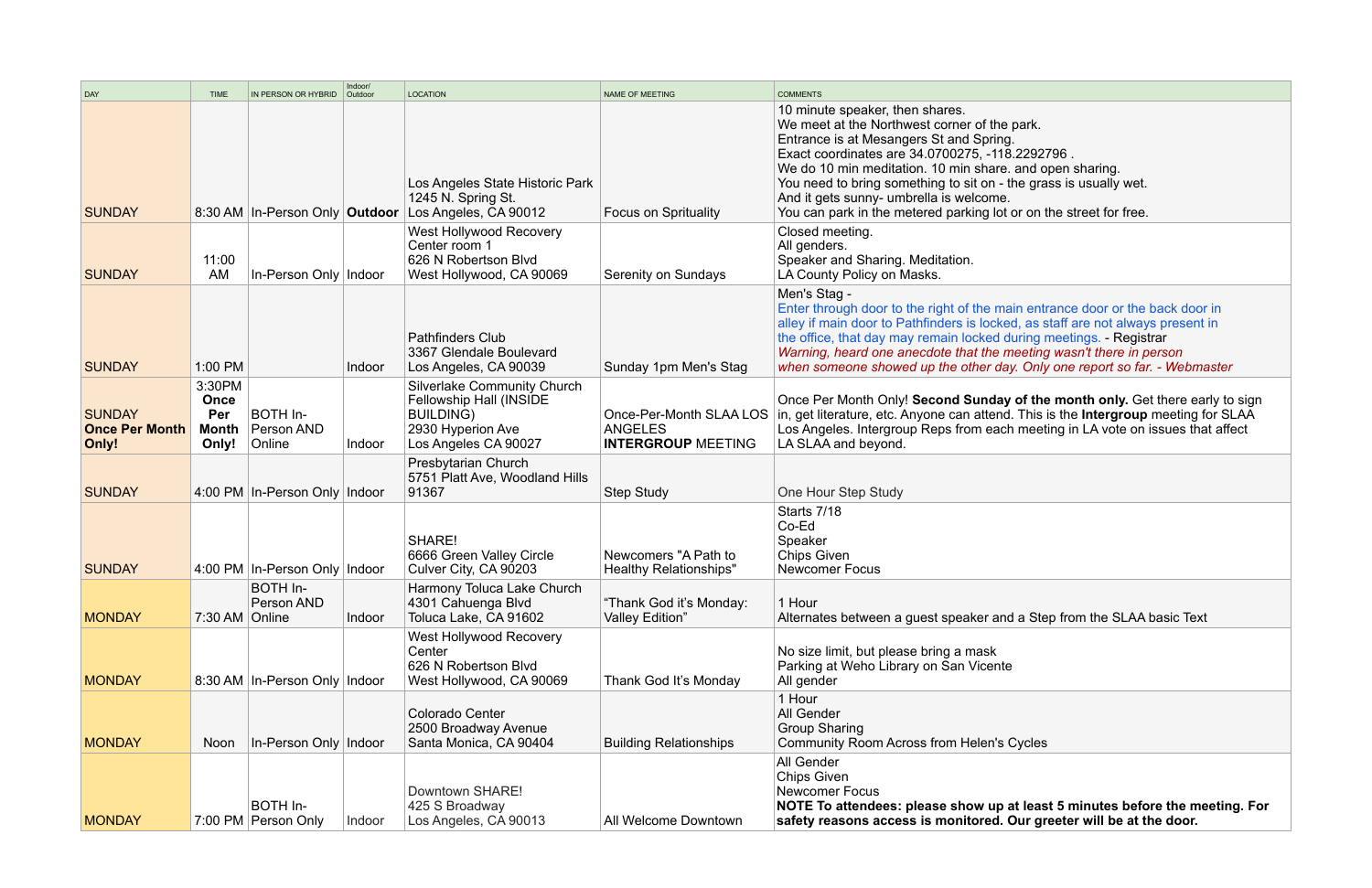| DAY | TIME | IN PERSON OR HYBRID | Indoor/ Outdoor | LOCATION | NAME OF MEETING | COMMENTS |
|---|---|---|---|---|---|---|
| SUNDAY | 8:30 AM | In-Person Only | **Outdoor** | Los Angeles State Historic Park<br>1245 N. Spring St.<br>Los Angeles, CA 90012 | Focus on Sprituality | 10 minute speaker, then shares.<br>We meet at the Northwest corner of the park.<br>Entrance is at Mesangers St and Spring.<br>Exact coordinates are 34.0700275, -118.2292796 .<br>We do 10 min meditation. 10 min share. and open sharing.<br>You need to bring something to sit on - the grass is usually wet.<br>And it gets sunny- umbrella is welcome.<br>You can park in the metered parking lot or on the street for free. |
| SUNDAY | 11:00 AM | In-Person Only | Indoor | West Hollywood Recovery Center room 1<br>626 N Robertson Blvd<br>West Hollywood, CA 90069 | Serenity on Sundays | Closed meeting.<br>All genders.<br>Speaker and Sharing. Meditation.<br>LA County Policy on Masks. |
| SUNDAY | 1:00 PM | | Indoor | Pathfinders Club<br>3367 Glendale Boulevard<br>Los Angeles, CA 90039 | Sunday 1pm Men's Stag | Men's Stag -<br>Enter through door to the right of the main entrance door or the back door in alley if main door to Pathfinders is locked, as staff are not always present in the office, that day may remain locked during meetings. - Registrar<br>*Warning, heard one anecdote that the meeting wasn't there in person when someone showed up the other day. Only one report so far. - Webmaster* |
| SUNDAY **Once Per Month Only!** | 3:30PM **Once Per Month Only!** | BOTH In-Person AND Online | Indoor | Silverlake Community Church Fellowship Hall (INSIDE BUILDING)<br>2930 Hyperion Ave<br>Los Angeles, CA 90027 | Once-Per-Month SLAA LOS ANGELES **INTERGROUP** MEETING | Once Per Month Only! **Second Sunday of the month only.** Get there early to sign in, get literature, etc. Anyone can attend. This is the **Intergroup** meeting for SLAA Los Angeles. Intergroup Reps from each meeting in LA vote on issues that affect LA SLAA and beyond. |
| SUNDAY | 4:00 PM | In-Person Only | Indoor | Presbyterian Church<br>5751 Platt Ave, Woodland Hills 91367 | Step Study | One Hour Step Study |
| SUNDAY | 4:00 PM | In-Person Only | Indoor | SHARE!<br>6666 Green Valley Circle<br>Culver City, CA 90203 | Newcomers "A Path to Healthy Relationships" | Starts 7/18<br>Co-Ed<br>Speaker<br>Chips Given<br>Newcomer Focus |
| MONDAY | 7:30 AM | BOTH In-Person AND Online | Indoor | Harmony Toluca Lake Church<br>4301 Cahuenga Blvd<br>Toluca Lake, CA 91602 | "Thank God it's Monday: Valley Edition" | 1 Hour<br>Alternates between a guest speaker and a Step from the SLAA basic Text |
| MONDAY | 8:30 AM | In-Person Only | Indoor | West Hollywood Recovery Center<br>626 N Robertson Blvd<br>West Hollywood, CA 90069 | Thank God It's Monday | No size limit, but please bring a mask<br>Parking at Weho Library on San Vicente<br>All gender |
| MONDAY | Noon | In-Person Only | Indoor | Colorado Center<br>2500 Broadway Avenue<br>Santa Monica, CA 90404 | Building Relationships | 1 Hour<br>All Gender<br>Group Sharing<br>Community Room Across from Helen's Cycles |
| MONDAY | 7:00 PM | BOTH In-Person Only | Indoor | Downtown SHARE!<br>425 S Broadway<br>Los Angeles, CA 90013 | All Welcome Downtown | All Gender<br>Chips Given<br>Newcomer Focus<br>**NOTE To attendees: please show up at least 5 minutes before the meeting. For safety reasons access is monitored. Our greeter will be at the door.** |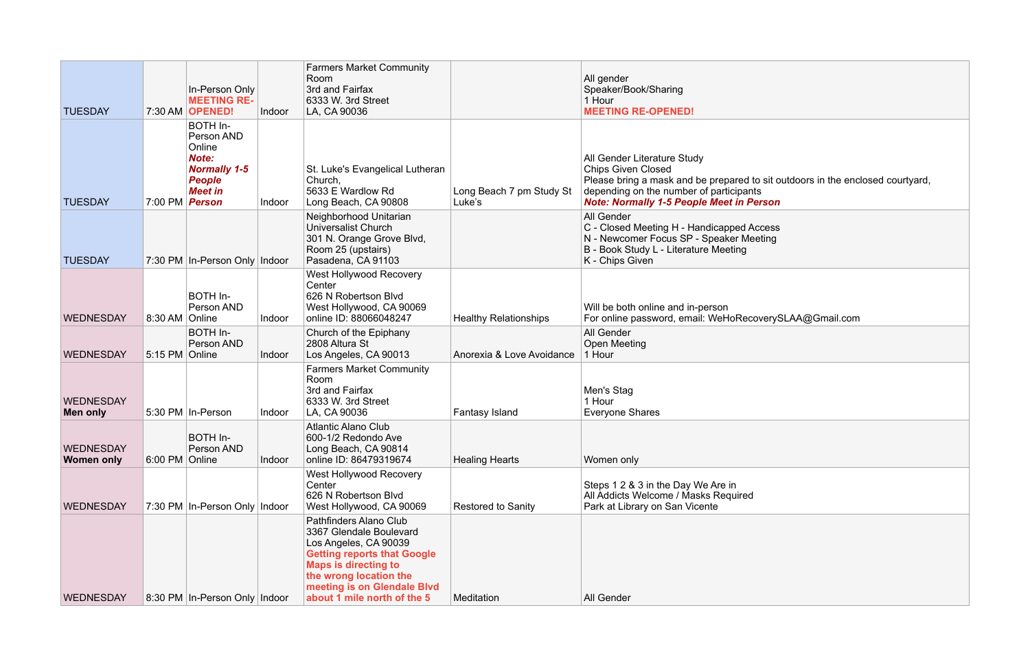| | | | | | | |
|---|---|---|---|---|---|---|
| TUESDAY | 7:30 AM | In-Person Only **MEETING RE-OPENED!** | Indoor | Farmers Market Community Room<br>3rd and Fairfax<br>6333 W. 3rd Street<br>LA, CA 90036 | | All gender<br>Speaker/Book/Sharing<br>1 Hour<br>**MEETING RE-OPENED!** |
| TUESDAY | 7:00 PM | BOTH In-Person AND Online<br>***Note: Normally 1-5 People Meet in Person*** | Indoor | St. Luke's Evangelical Lutheran Church,<br>5633 E Wardlow Rd<br>Long Beach, CA 90808 | Long Beach 7 pm Study St Luke's | All Gender Literature Study<br>Chips Given Closed<br>Please bring a mask and be prepared to sit outdoors in the enclosed courtyard, depending on the number of participants<br>***Note: Normally 1-5 People Meet in Person*** |
| TUESDAY | 7:30 PM | In-Person Only | Indoor | Neighborhood Unitarian Universalist Church<br>301 N. Orange Grove Blvd, Room 25 (upstairs)<br>Pasadena, CA 91103 | | All Gender<br>C - Closed Meeting H - Handicapped Access<br>N - Newcomer Focus SP - Speaker Meeting<br>B - Book Study L - Literature Meeting<br>K - Chips Given |
| WEDNESDAY | 8:30 AM | BOTH In-Person AND Online | Indoor | West Hollywood Recovery Center<br>626 N Robertson Blvd<br>West Hollywood, CA 90069<br>online ID: 88066048247 | Healthy Relationships | Will be both online and in-person<br>For online password, email: WeHoRecoverySLAA@Gmail.com |
| WEDNESDAY | 5:15 PM | BOTH In-Person AND Online | Indoor | Church of the Epiphany<br>2808 Altura St<br>Los Angeles, CA 90013 | Anorexia & Love Avoidance | All Gender<br>Open Meeting<br>1 Hour |
| WEDNESDAY **Men only** | 5:30 PM | In-Person | Indoor | Farmers Market Community Room<br>3rd and Fairfax<br>6333 W. 3rd Street<br>LA, CA 90036 | Fantasy Island | Men's Stag<br>1 Hour<br>Everyone Shares |
| WEDNESDAY **Women only** | 6:00 PM | BOTH In-Person AND Online | Indoor | Atlantic Alano Club<br>600-1/2 Redondo Ave<br>Long Beach, CA 90814<br>online ID: 86479319674 | Healing Hearts | Women only |
| WEDNESDAY | 7:30 PM | In-Person Only | Indoor | West Hollywood Recovery Center<br>626 N Robertson Blvd<br>West Hollywood, CA 90069 | Restored to Sanity | Steps 1 2 & 3 in the Day We Are in<br>All Addicts Welcome / Masks Required<br>Park at Library on San Vicente |
| WEDNESDAY | 8:30 PM | In-Person Only | Indoor | Pathfinders Alano Club<br>3367 Glendale Boulevard<br>Los Angeles, CA 90039<br>**Getting reports that Google Maps is directing to the wrong location the meeting is on Glendale Blvd about 1 mile north of the 5** | Meditation | All Gender |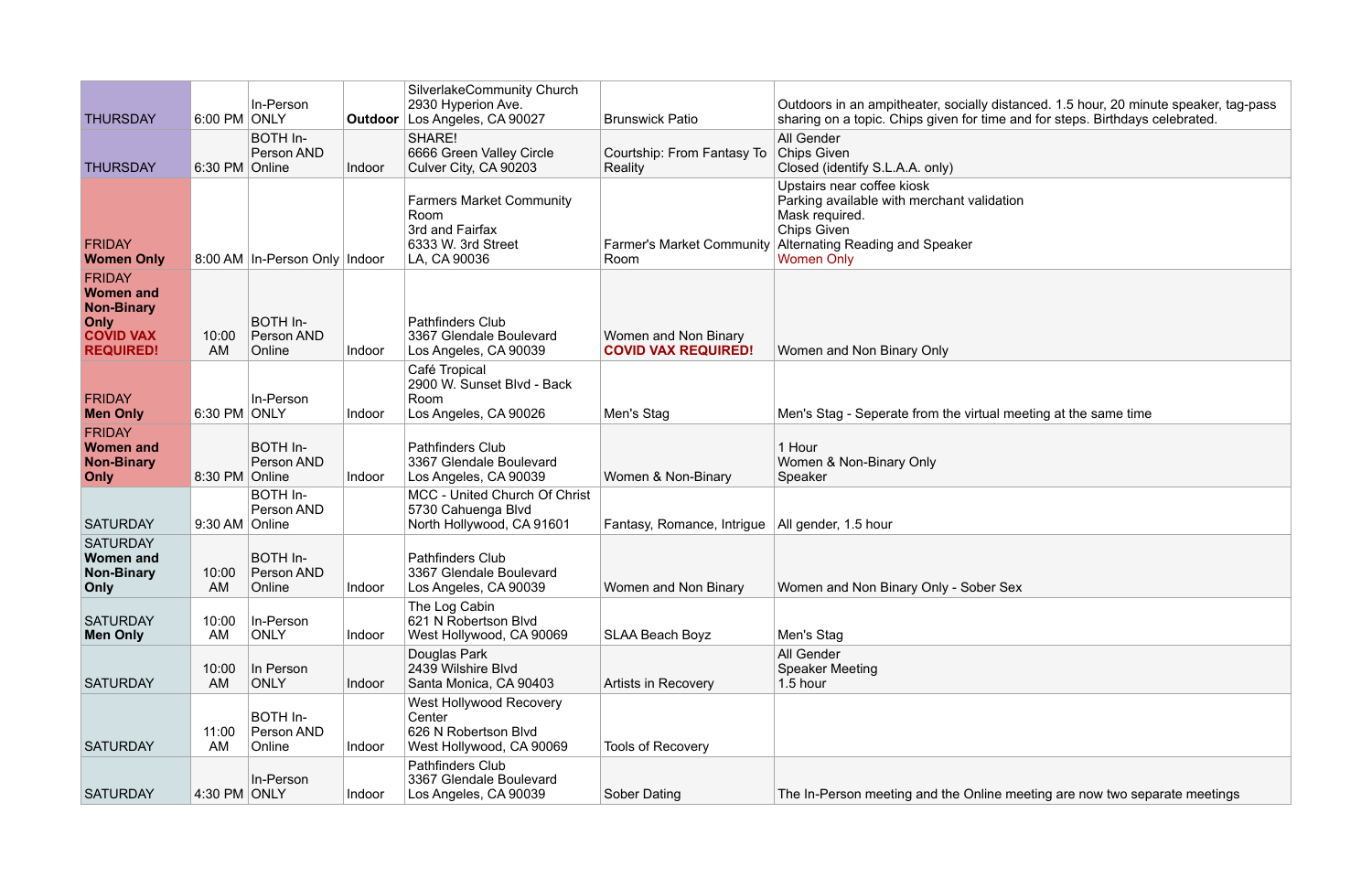| | | | | | | |
|---|---|---|---|---|---|---|
| THURSDAY | 6:00 PM | In-Person ONLY | **Outdoor** | SilverlakeCommunity Church<br>2930 Hyperion Ave.<br>Los Angeles, CA 90027 | Brunswick Patio | Outdoors in an ampitheater, socially distanced. 1.5 hour, 20 minute speaker, tag-pass sharing on a topic. Chips given for time and for steps. Birthdays celebrated. |
| THURSDAY | 6:30 PM | BOTH In-Person AND Online | Indoor | SHARE!<br>6666 Green Valley Circle<br>Culver City, CA 90203 | Courtship: From Fantasy To Reality | All Gender<br>Chips Given<br>Closed (identify S.L.A.A. only) |
| FRIDAY<br>**Women Only** | 8:00 AM | In-Person Only | Indoor | Farmers Market Community Room<br>3rd and Fairfax<br>6333 W. 3rd Street<br>LA, CA 90036 | Farmer's Market Community Room | Upstairs near coffee kiosk<br>Parking available with merchant validation<br>Mask required.<br>Chips Given<br>Alternating Reading and Speaker<br>Women Only |
| FRIDAY<br>**Women and Non-Binary Only**<br>**COVID VAX REQUIRED!** | 10:00 AM | BOTH In-Person AND Online | Indoor | Pathfinders Club<br>3367 Glendale Boulevard<br>Los Angeles, CA 90039 | Women and Non Binary<br>**COVID VAX REQUIRED!** | Women and Non Binary Only |
| FRIDAY<br>**Men Only** | 6:30 PM | In-Person ONLY | Indoor | Café Tropical<br>2900 W. Sunset Blvd - Back Room<br>Los Angeles, CA 90026 | Men's Stag | Men's Stag - Seperate from the virtual meeting at the same time |
| FRIDAY<br>**Women and Non-Binary Only** | 8:30 PM | BOTH In-Person AND Online | Indoor | Pathfinders Club<br>3367 Glendale Boulevard<br>Los Angeles, CA 90039 | Women & Non-Binary | 1 Hour<br>Women & Non-Binary Only<br>Speaker |
| SATURDAY | 9:30 AM | BOTH In-Person AND Online | | MCC - United Church Of Christ<br>5730 Cahuenga Blvd<br>North Hollywood, CA 91601 | Fantasy, Romance, Intrigue | All gender, 1.5 hour |
| SATURDAY<br>**Women and Non-Binary Only** | 10:00 AM | BOTH In-Person AND Online | Indoor | Pathfinders Club<br>3367 Glendale Boulevard<br>Los Angeles, CA 90039 | Women and Non Binary | Women and Non Binary Only - Sober Sex |
| SATURDAY<br>**Men Only** | 10:00 AM | In-Person ONLY | Indoor | The Log Cabin<br>621 N Robertson Blvd<br>West Hollywood, CA 90069 | SLAA Beach Boyz | Men's Stag |
| SATURDAY | 10:00 AM | In Person ONLY | Indoor | Douglas Park<br>2439 Wilshire Blvd<br>Santa Monica, CA 90403 | Artists in Recovery | All Gender<br>Speaker Meeting<br>1.5 hour |
| SATURDAY | 11:00 AM | BOTH In-Person AND Online | Indoor | West Hollywood Recovery Center<br>626 N Robertson Blvd<br>West Hollywood, CA 90069 | Tools of Recovery | |
| SATURDAY | 4:30 PM | In-Person ONLY | Indoor | Pathfinders Club<br>3367 Glendale Boulevard<br>Los Angeles, CA 90039 | Sober Dating | The In-Person meeting and the Online meeting are now two separate meetings |